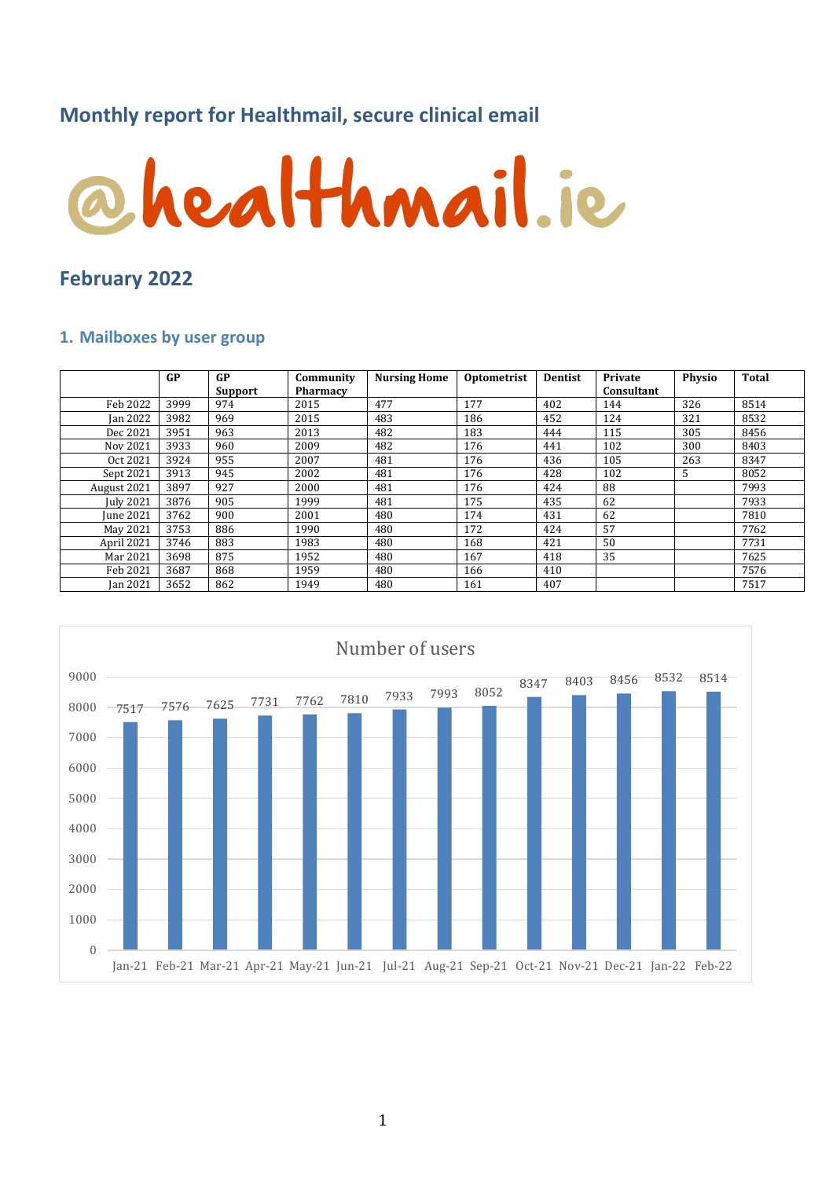# Monthly report for Healthmail, secure clinical email

@healthmail.ie

## February 2022

### 1. Mailboxes by user group

| | GP | GP Support | Community Pharmacy | Nursing Home | Optometrist | Dentist | Private Consultant | Physio | Total |
|---|---|---|---|---|---|---|---|---|---|
| Feb 2022 | 3999 | 974 | 2015 | 477 | 177 | 402 | 144 | 326 | 8514 |
| Jan 2022 | 3982 | 969 | 2015 | 483 | 186 | 452 | 124 | 321 | 8532 |
| Dec 2021 | 3951 | 963 | 2013 | 482 | 183 | 444 | 115 | 305 | 8456 |
| Nov 2021 | 3933 | 960 | 2009 | 482 | 176 | 441 | 102 | 300 | 8403 |
| Oct 2021 | 3924 | 955 | 2007 | 481 | 176 | 436 | 105 | 263 | 8347 |
| Sept 2021 | 3913 | 945 | 2002 | 481 | 176 | 428 | 102 | 5 | 8052 |
| August 2021 | 3897 | 927 | 2000 | 481 | 176 | 424 | 88 | | 7993 |
| July 2021 | 3876 | 905 | 1999 | 481 | 175 | 435 | 62 | | 7933 |
| June 2021 | 3762 | 900 | 2001 | 480 | 174 | 431 | 62 | | 7810 |
| May 2021 | 3753 | 886 | 1990 | 480 | 172 | 424 | 57 | | 7762 |
| April 2021 | 3746 | 883 | 1983 | 480 | 168 | 421 | 50 | | 7731 |
| Mar 2021 | 3698 | 875 | 1952 | 480 | 167 | 418 | 35 | | 7625 |
| Feb 2021 | 3687 | 868 | 1959 | 480 | 166 | 410 | | | 7576 |
| Jan 2021 | 3652 | 862 | 1949 | 480 | 161 | 407 | | | 7517 |

Number of users

| Month | Users |
|---|---|
| Jan-21 | 7517 |
| Feb-21 | 7576 |
| Mar-21 | 7625 |
| Apr-21 | 7731 |
| May-21 | 7762 |
| Jun-21 | 7810 |
| Jul-21 | 7933 |
| Aug-21 | 7993 |
| Sep-21 | 8052 |
| Oct-21 | 8347 |
| Nov-21 | 8403 |
| Dec-21 | 8456 |
| Jan-22 | 8532 |
| Feb-22 | 8514 |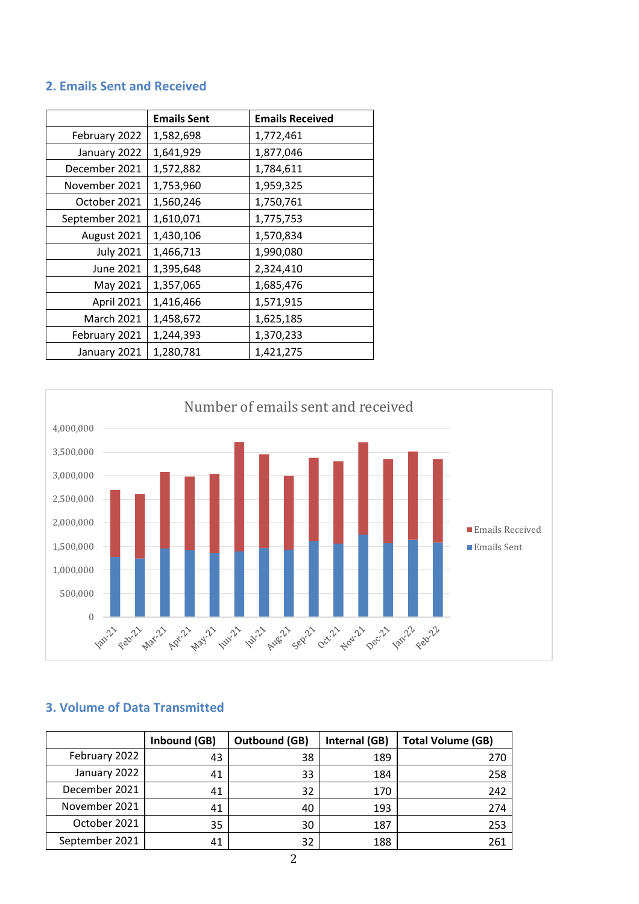## 2. Emails Sent and Received

| | Emails Sent | Emails Received |
|---|---|---|
| February 2022 | 1,582,698 | 1,772,461 |
| January 2022 | 1,641,929 | 1,877,046 |
| December 2021 | 1,572,882 | 1,784,611 |
| November 2021 | 1,753,960 | 1,959,325 |
| October 2021 | 1,560,246 | 1,750,761 |
| September 2021 | 1,610,071 | 1,775,753 |
| August 2021 | 1,430,106 | 1,570,834 |
| July 2021 | 1,466,713 | 1,990,080 |
| June 2021 | 1,395,648 | 2,324,410 |
| May 2021 | 1,357,065 | 1,685,476 |
| April 2021 | 1,416,466 | 1,571,915 |
| March 2021 | 1,458,672 | 1,625,185 |
| February 2021 | 1,244,393 | 1,370,233 |
| January 2021 | 1,280,781 | 1,421,275 |

## 3. Volume of Data Transmitted

| | Inbound (GB) | Outbound (GB) | Internal (GB) | Total Volume (GB) |
|---|---|---|---|---|
| February 2022 | 43 | 38 | 189 | 270 |
| January 2022 | 41 | 33 | 184 | 258 |
| December 2021 | 41 | 32 | 170 | 242 |
| November 2021 | 41 | 40 | 193 | 274 |
| October 2021 | 35 | 30 | 187 | 253 |
| September 2021 | 41 | 32 | 188 | 261 |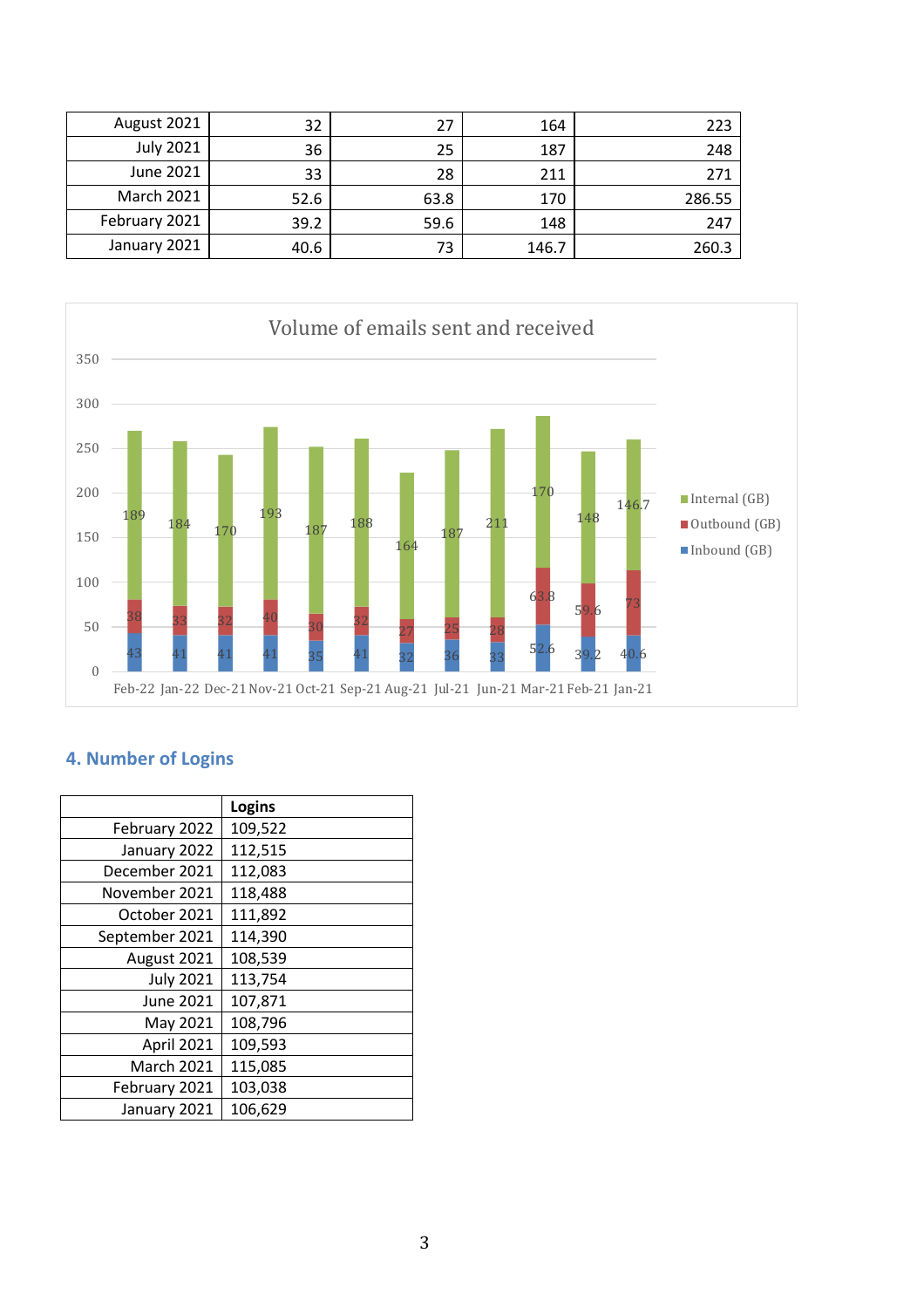| | | | | |
|---|---|---|---|---|
| August 2021 | 32 | 27 | 164 | 223 |
| July 2021 | 36 | 25 | 187 | 248 |
| June 2021 | 33 | 28 | 211 | 271 |
| March 2021 | 52.6 | 63.8 | 170 | 286.55 |
| February 2021 | 39.2 | 59.6 | 148 | 247 |
| January 2021 | 40.6 | 73 | 146.7 | 260.3 |

Volume of emails sent and received

| | Inbound (GB) | Outbound (GB) | Internal (GB) |
|---|---|---|---|
| Feb-22 | 43 | 38 | 189 |
| Jan-22 | 41 | 33 | 184 |
| Dec-21 | 41 | 32 | 170 |
| Nov-21 | 41 | 40 | 193 |
| Oct-21 | 35 | 30 | 187 |
| Sep-21 | 41 | 32 | 188 |
| Aug-21 | 32 | 27 | 164 |
| Jul-21 | 36 | 25 | 187 |
| Jun-21 | 33 | 28 | 211 |
| Mar-21 | 52.6 | 63.8 | 170 |
| Feb-21 | 39.2 | 59.6 | 148 |
| Jan-21 | 40.6 | 73 | 146.7 |

## 4. Number of Logins

| | Logins |
|---|---|
| February 2022 | 109,522 |
| January 2022 | 112,515 |
| December 2021 | 112,083 |
| November 2021 | 118,488 |
| October 2021 | 111,892 |
| September 2021 | 114,390 |
| August 2021 | 108,539 |
| July 2021 | 113,754 |
| June 2021 | 107,871 |
| May 2021 | 108,796 |
| April 2021 | 109,593 |
| March 2021 | 115,085 |
| February 2021 | 103,038 |
| January 2021 | 106,629 |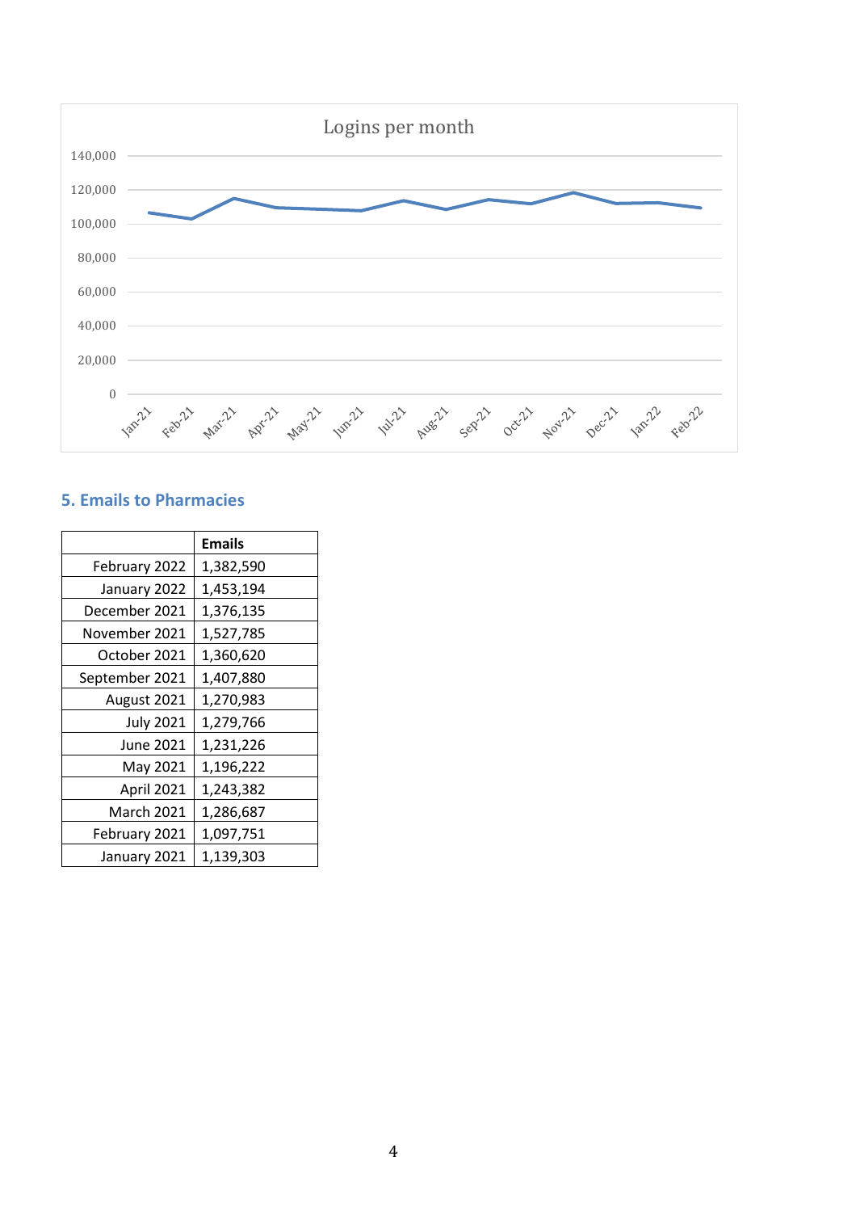## 5. Emails to Pharmacies

| | Emails |
|---|---|
| February 2022 | 1,382,590 |
| January 2022 | 1,453,194 |
| December 2021 | 1,376,135 |
| November 2021 | 1,527,785 |
| October 2021 | 1,360,620 |
| September 2021 | 1,407,880 |
| August 2021 | 1,270,983 |
| July 2021 | 1,279,766 |
| June 2021 | 1,231,226 |
| May 2021 | 1,196,222 |
| April 2021 | 1,243,382 |
| March 2021 | 1,286,687 |
| February 2021 | 1,097,751 |
| January 2021 | 1,139,303 |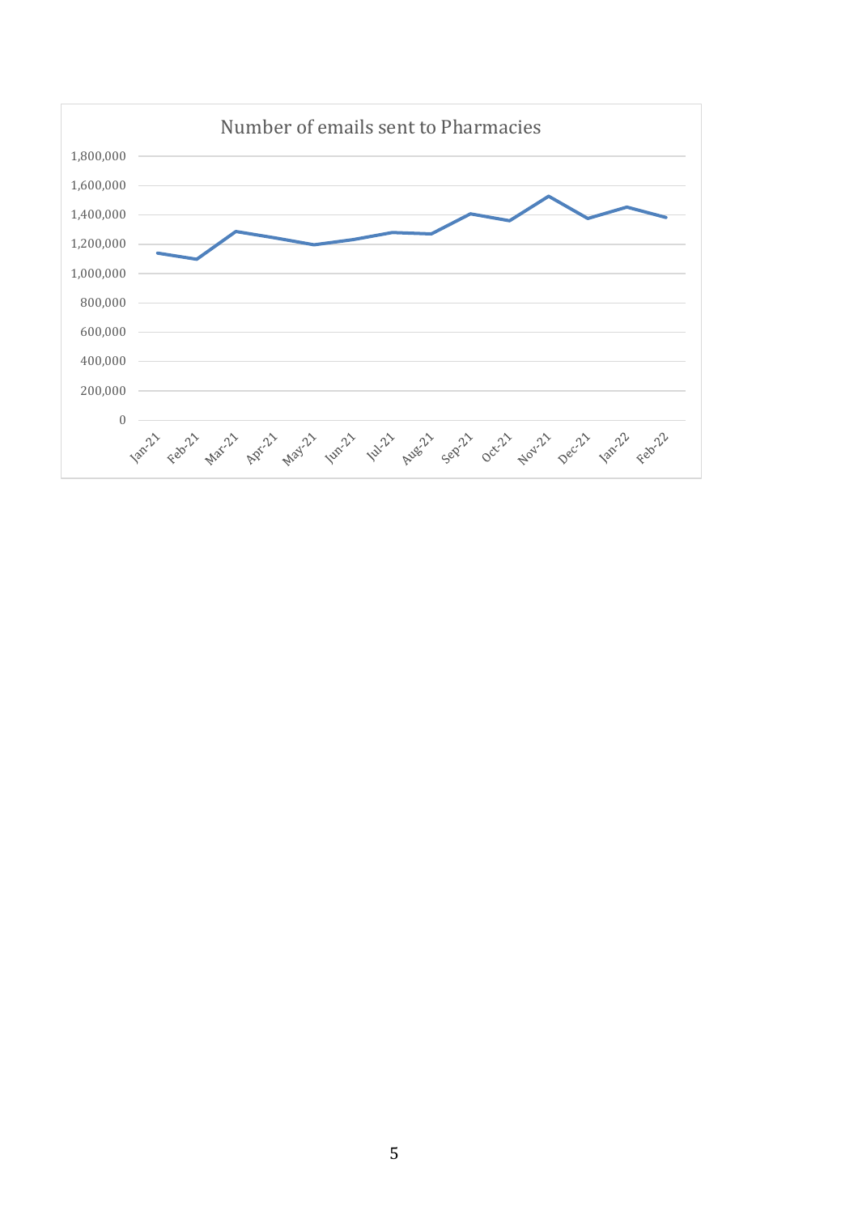Number of emails sent to Pharmacies

1,800,000
1,600,000
1,400,000
1,200,000
1,000,000
800,000
600,000
400,000
200,000
0

Jan-21 Feb-21 Mar-21 Apr-21 May-21 Jun-21 Jul-21 Aug-21 Sep-21 Oct-21 Nov-21 Dec-21 Jan-22 Feb-22